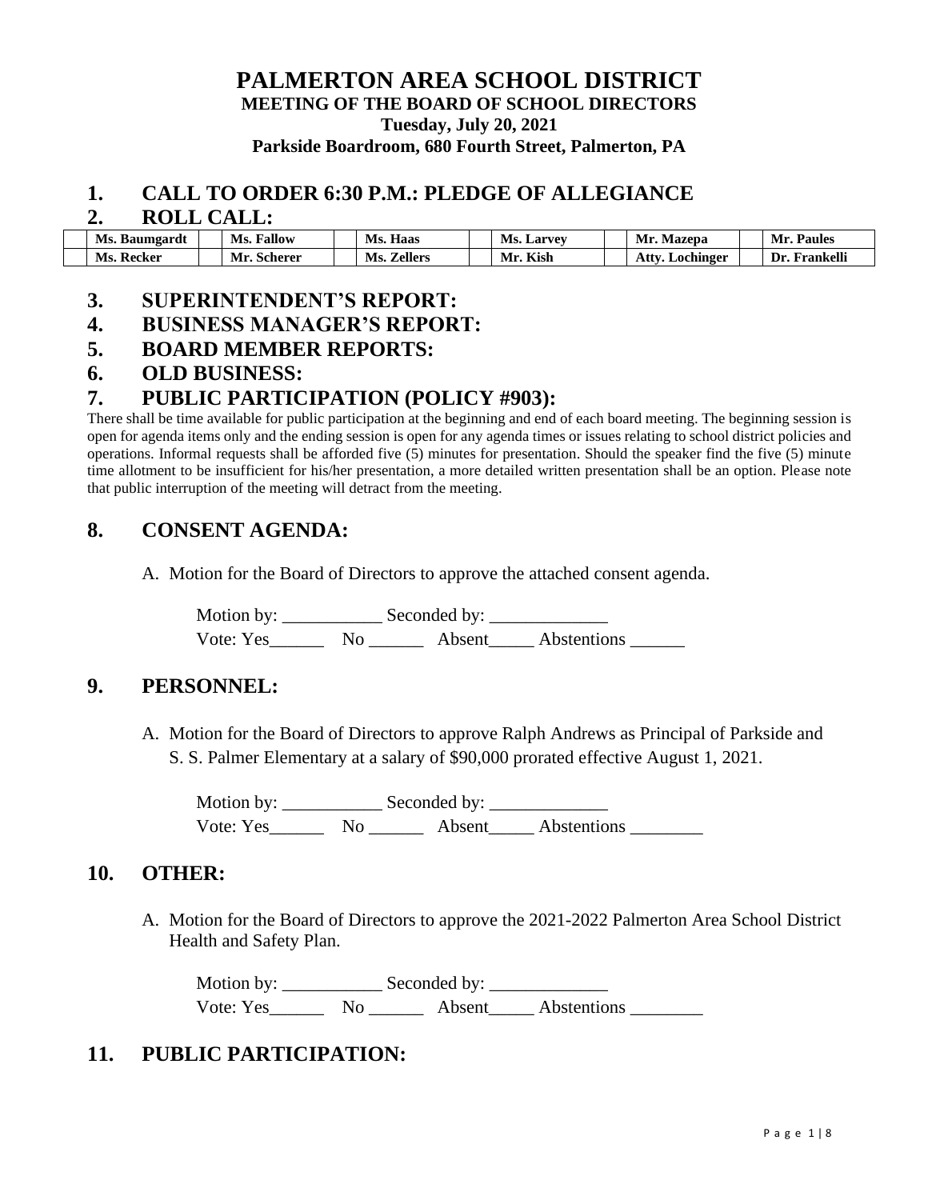# PALMERTON AREA SCHOOL DISTRICT

**MEETING OF THE BOARD OF SCHOOL DIRECTORS**

**Tuesday, July 20, 2021**

**Parkside Boardroom, 680 Fourth Street, Palmerton, PA**

## 1. CALL TO ORDER 6:30 P.M.: PLEDGE OF ALLEGIANCE

## 2. ROLL CALL:

| | Ms. Baumgardt | | Ms. Fallow | | Ms. Haas | | Ms. Larvey | | Mr. Mazepa | | Mr. Paules |
|---|---|---|---|---|---|---|---|---|---|---|---|
| | Ms. Recker | | Mr. Scherer | | Ms. Zellers | | Mr. Kish | | Atty. Lochinger | | Dr. Frankelli |

## 3. SUPERINTENDENT'S REPORT:

## 4. BUSINESS MANAGER'S REPORT:

## 5. BOARD MEMBER REPORTS:

## 6. OLD BUSINESS:

## 7. PUBLIC PARTICIPATION (POLICY #903):

There shall be time available for public participation at the beginning and end of each board meeting. The beginning session is open for agenda items only and the ending session is open for any agenda times or issues relating to school district policies and operations. Informal requests shall be afforded five (5) minutes for presentation. Should the speaker find the five (5) minute time allotment to be insufficient for his/her presentation, a more detailed written presentation shall be an option. Please note that public interruption of the meeting will detract from the meeting.

## 8. CONSENT AGENDA:

A. Motion for the Board of Directors to approve the attached consent agenda.

Motion by: ___________ Seconded by: _____________

Vote: Yes______ No ______ Absent_____ Abstentions ______

## 9. PERSONNEL:

A. Motion for the Board of Directors to approve Ralph Andrews as Principal of Parkside and S. S. Palmer Elementary at a salary of $90,000 prorated effective August 1, 2021.

Motion by: ___________ Seconded by: _____________

Vote: Yes______ No ______ Absent_____ Abstentions ________

## 10. OTHER:

A. Motion for the Board of Directors to approve the 2021-2022 Palmerton Area School District Health and Safety Plan.

Motion by: ___________ Seconded by: _____________

Vote: Yes______ No ______ Absent_____ Abstentions ________

## 11. PUBLIC PARTICIPATION: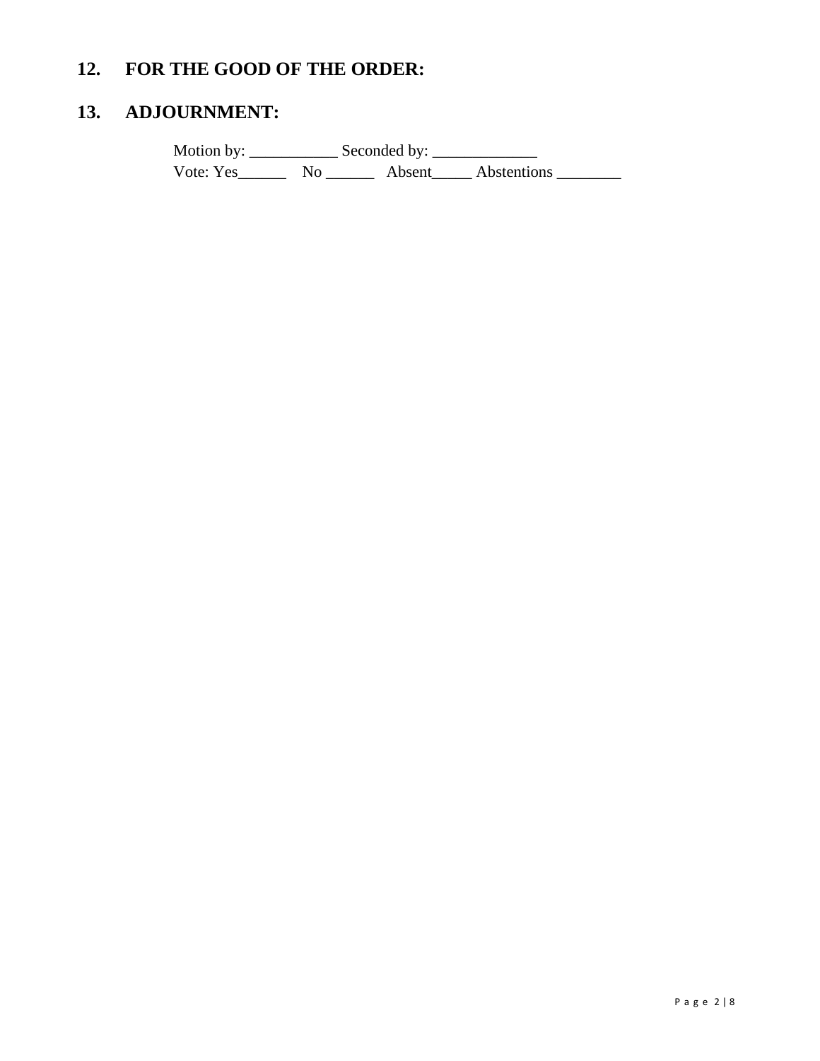## 12. FOR THE GOOD OF THE ORDER:

## 13. ADJOURNMENT:

Motion by: ___________ Seconded by: _____________
Vote: Yes______ No ______ Absent_____ Abstentions ________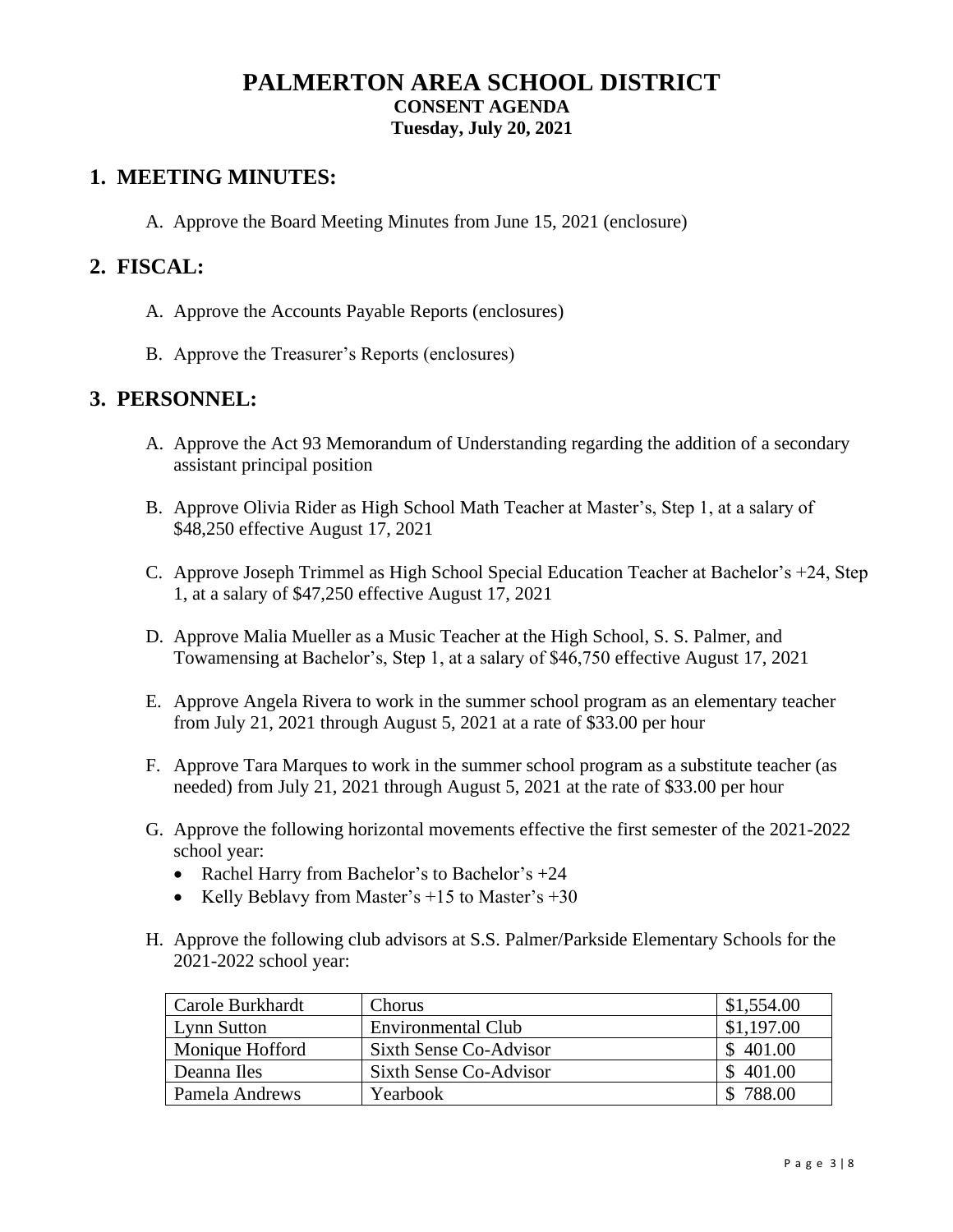# PALMERTON AREA SCHOOL DISTRICT

**CONSENT AGENDA**

**Tuesday, July 20, 2021**

## 1. MEETING MINUTES:

A. Approve the Board Meeting Minutes from June 15, 2021 (enclosure)

## 2. FISCAL:

A. Approve the Accounts Payable Reports (enclosures)

B. Approve the Treasurer's Reports (enclosures)

## 3. PERSONNEL:

A. Approve the Act 93 Memorandum of Understanding regarding the addition of a secondary assistant principal position

B. Approve Olivia Rider as High School Math Teacher at Master's, Step 1, at a salary of $48,250 effective August 17, 2021

C. Approve Joseph Trimmel as High School Special Education Teacher at Bachelor's +24, Step 1, at a salary of $47,250 effective August 17, 2021

D. Approve Malia Mueller as a Music Teacher at the High School, S. S. Palmer, and Towamensing at Bachelor's, Step 1, at a salary of $46,750 effective August 17, 2021

E. Approve Angela Rivera to work in the summer school program as an elementary teacher from July 21, 2021 through August 5, 2021 at a rate of $33.00 per hour

F. Approve Tara Marques to work in the summer school program as a substitute teacher (as needed) from July 21, 2021 through August 5, 2021 at the rate of $33.00 per hour

G. Approve the following horizontal movements effective the first semester of the 2021-2022 school year:

- Rachel Harry from Bachelor's to Bachelor's +24
- Kelly Beblavy from Master's +15 to Master's +30

H. Approve the following club advisors at S.S. Palmer/Parkside Elementary Schools for the 2021-2022 school year:

| | | |
|---|---|---|
| Carole Burkhardt | Chorus | $1,554.00 |
| Lynn Sutton | Environmental Club | $1,197.00 |
| Monique Hofford | Sixth Sense Co-Advisor | $ 401.00 |
| Deanna Iles | Sixth Sense Co-Advisor | $ 401.00 |
| Pamela Andrews | Yearbook | $ 788.00 |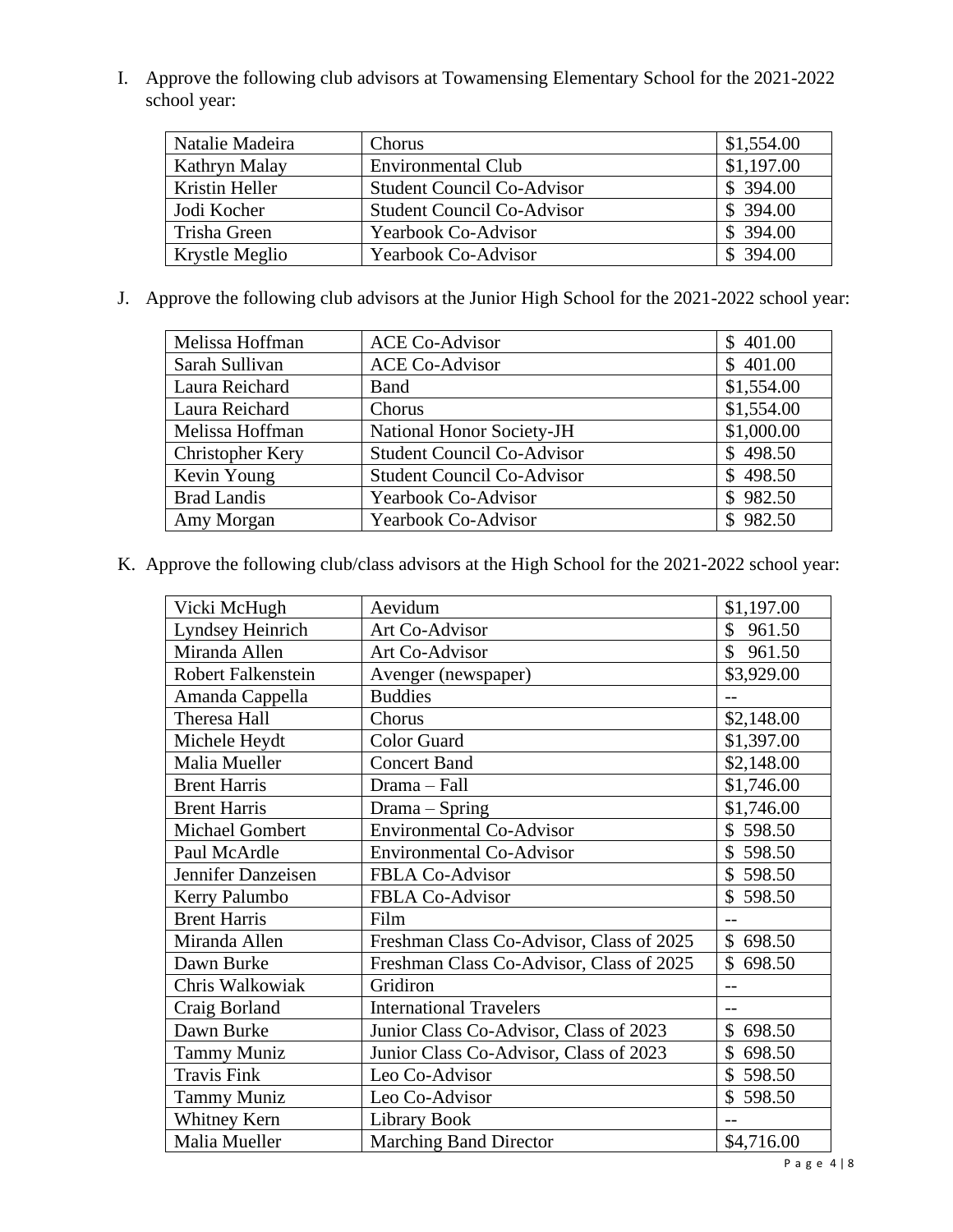I. Approve the following club advisors at Towamensing Elementary School for the 2021-2022 school year:

| | | |
|---|---|---|
| Natalie Madeira | Chorus | $1,554.00 |
| Kathryn Malay | Environmental Club | $1,197.00 |
| Kristin Heller | Student Council Co-Advisor | $ 394.00 |
| Jodi Kocher | Student Council Co-Advisor | $ 394.00 |
| Trisha Green | Yearbook Co-Advisor | $ 394.00 |
| Krystle Meglio | Yearbook Co-Advisor | $ 394.00 |

J. Approve the following club advisors at the Junior High School for the 2021-2022 school year:

| | | |
|---|---|---|
| Melissa Hoffman | ACE Co-Advisor | $ 401.00 |
| Sarah Sullivan | ACE Co-Advisor | $ 401.00 |
| Laura Reichard | Band | $1,554.00 |
| Laura Reichard | Chorus | $1,554.00 |
| Melissa Hoffman | National Honor Society-JH | $1,000.00 |
| Christopher Kery | Student Council Co-Advisor | $ 498.50 |
| Kevin Young | Student Council Co-Advisor | $ 498.50 |
| Brad Landis | Yearbook Co-Advisor | $ 982.50 |
| Amy Morgan | Yearbook Co-Advisor | $ 982.50 |

K. Approve the following club/class advisors at the High School for the 2021-2022 school year:

| | | |
|---|---|---|
| Vicki McHugh | Aevidum | $1,197.00 |
| Lyndsey Heinrich | Art Co-Advisor | $ 961.50 |
| Miranda Allen | Art Co-Advisor | $ 961.50 |
| Robert Falkenstein | Avenger (newspaper) | $3,929.00 |
| Amanda Cappella | Buddies | -- |
| Theresa Hall | Chorus | $2,148.00 |
| Michele Heydt | Color Guard | $1,397.00 |
| Malia Mueller | Concert Band | $2,148.00 |
| Brent Harris | Drama – Fall | $1,746.00 |
| Brent Harris | Drama – Spring | $1,746.00 |
| Michael Gombert | Environmental Co-Advisor | $ 598.50 |
| Paul McArdle | Environmental Co-Advisor | $ 598.50 |
| Jennifer Danzeisen | FBLA Co-Advisor | $ 598.50 |
| Kerry Palumbo | FBLA Co-Advisor | $ 598.50 |
| Brent Harris | Film | -- |
| Miranda Allen | Freshman Class Co-Advisor, Class of 2025 | $ 698.50 |
| Dawn Burke | Freshman Class Co-Advisor, Class of 2025 | $ 698.50 |
| Chris Walkowiak | Gridiron | -- |
| Craig Borland | International Travelers | -- |
| Dawn Burke | Junior Class Co-Advisor, Class of 2023 | $ 698.50 |
| Tammy Muniz | Junior Class Co-Advisor, Class of 2023 | $ 698.50 |
| Travis Fink | Leo Co-Advisor | $ 598.50 |
| Tammy Muniz | Leo Co-Advisor | $ 598.50 |
| Whitney Kern | Library Book | -- |
| Malia Mueller | Marching Band Director | $4,716.00 |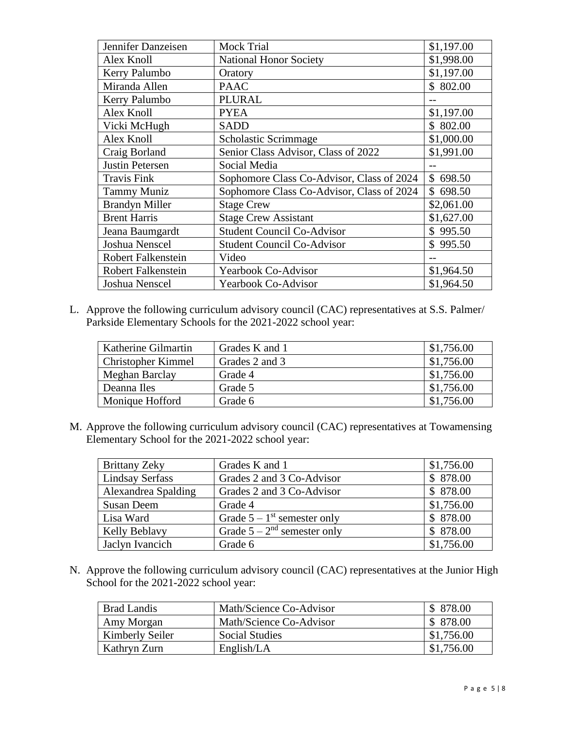| Jennifer Danzeisen | Mock Trial | $1,197.00 |
|---|---|---|
| Alex Knoll | National Honor Society | $1,998.00 |
| Kerry Palumbo | Oratory | $1,197.00 |
| Miranda Allen | PAAC | $ 802.00 |
| Kerry Palumbo | PLURAL | -- |
| Alex Knoll | PYEA | $1,197.00 |
| Vicki McHugh | SADD | $ 802.00 |
| Alex Knoll | Scholastic Scrimmage | $1,000.00 |
| Craig Borland | Senior Class Advisor, Class of 2022 | $1,991.00 |
| Justin Petersen | Social Media | -- |
| Travis Fink | Sophomore Class Co-Advisor, Class of 2024 | $ 698.50 |
| Tammy Muniz | Sophomore Class Co-Advisor, Class of 2024 | $ 698.50 |
| Brandyn Miller | Stage Crew | $2,061.00 |
| Brent Harris | Stage Crew Assistant | $1,627.00 |
| Jeana Baumgardt | Student Council Co-Advisor | $ 995.50 |
| Joshua Nenscel | Student Council Co-Advisor | $ 995.50 |
| Robert Falkenstein | Video | -- |
| Robert Falkenstein | Yearbook Co-Advisor | $1,964.50 |
| Joshua Nenscel | Yearbook Co-Advisor | $1,964.50 |

L. Approve the following curriculum advisory council (CAC) representatives at S.S. Palmer/ Parkside Elementary Schools for the 2021-2022 school year:

| Katherine Gilmartin | Grades K and 1 | $1,756.00 |
|---|---|---|
| Christopher Kimmel | Grades 2 and 3 | $1,756.00 |
| Meghan Barclay | Grade 4 | $1,756.00 |
| Deanna Iles | Grade 5 | $1,756.00 |
| Monique Hofford | Grade 6 | $1,756.00 |

M. Approve the following curriculum advisory council (CAC) representatives at Towamensing Elementary School for the 2021-2022 school year:

| Brittany Zeky | Grades K and 1 | $1,756.00 |
|---|---|---|
| Lindsay Serfass | Grades 2 and 3 Co-Advisor | $ 878.00 |
| Alexandrea Spalding | Grades 2 and 3 Co-Advisor | $ 878.00 |
| Susan Deem | Grade 4 | $1,756.00 |
| Lisa Ward | Grade 5 – 1st semester only | $ 878.00 |
| Kelly Beblavy | Grade 5 – 2nd semester only | $ 878.00 |
| Jaclyn Ivancich | Grade 6 | $1,756.00 |

N. Approve the following curriculum advisory council (CAC) representatives at the Junior High School for the 2021-2022 school year:

| Brad Landis | Math/Science Co-Advisor | $ 878.00 |
|---|---|---|
| Amy Morgan | Math/Science Co-Advisor | $ 878.00 |
| Kimberly Seiler | Social Studies | $1,756.00 |
| Kathryn Zurn | English/LA | $1,756.00 |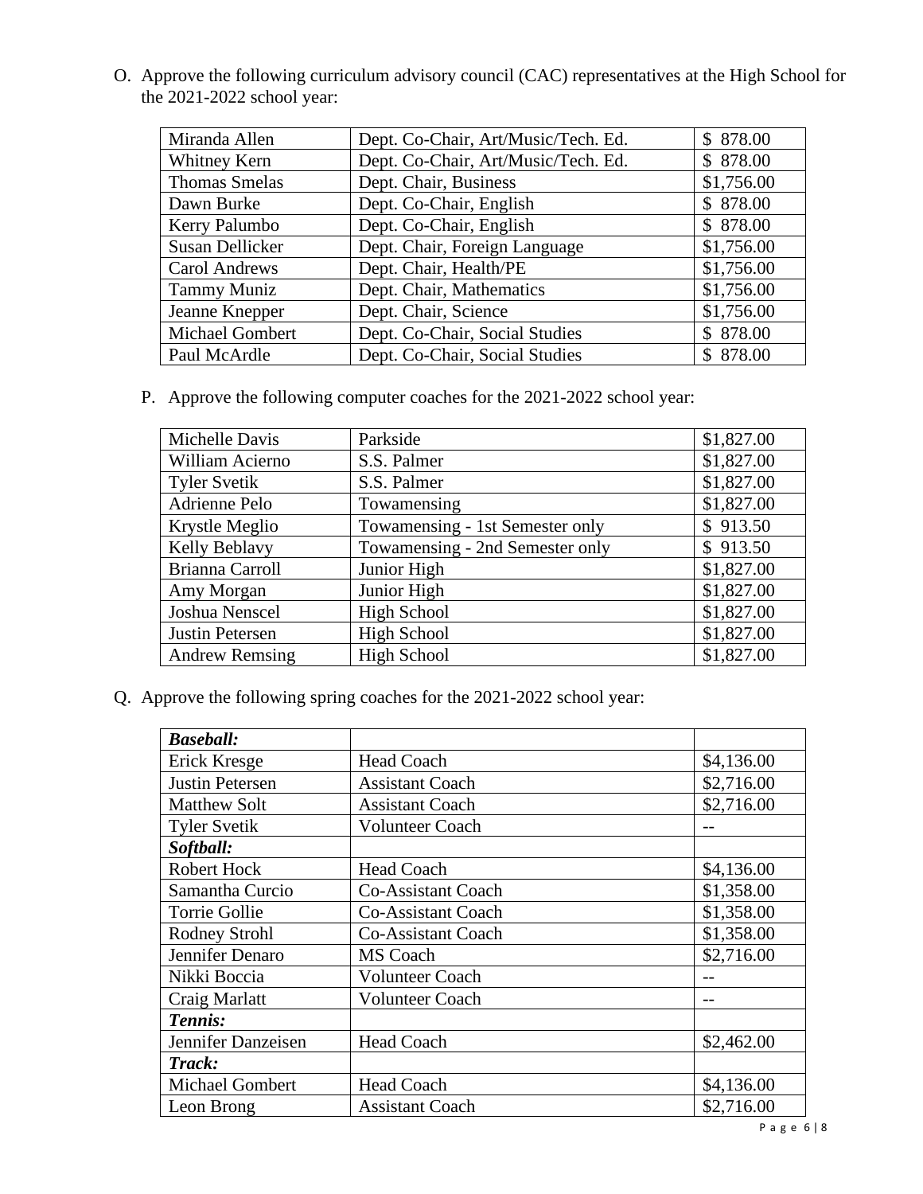O. Approve the following curriculum advisory council (CAC) representatives at the High School for the 2021-2022 school year:

| Miranda Allen | Dept. Co-Chair, Art/Music/Tech. Ed. | $ 878.00 |
|---|---|---|
| Whitney Kern | Dept. Co-Chair, Art/Music/Tech. Ed. | $ 878.00 |
| Thomas Smelas | Dept. Chair, Business | $1,756.00 |
| Dawn Burke | Dept. Co-Chair, English | $ 878.00 |
| Kerry Palumbo | Dept. Co-Chair, English | $ 878.00 |
| Susan Dellicker | Dept. Chair, Foreign Language | $1,756.00 |
| Carol Andrews | Dept. Chair, Health/PE | $1,756.00 |
| Tammy Muniz | Dept. Chair, Mathematics | $1,756.00 |
| Jeanne Knepper | Dept. Chair, Science | $1,756.00 |
| Michael Gombert | Dept. Co-Chair, Social Studies | $ 878.00 |
| Paul McArdle | Dept. Co-Chair, Social Studies | $ 878.00 |

P. Approve the following computer coaches for the 2021-2022 school year:

| Michelle Davis | Parkside | $1,827.00 |
|---|---|---|
| William Acierno | S.S. Palmer | $1,827.00 |
| Tyler Svetik | S.S. Palmer | $1,827.00 |
| Adrienne Pelo | Towamensing | $1,827.00 |
| Krystle Meglio | Towamensing - 1st Semester only | $ 913.50 |
| Kelly Beblavy | Towamensing - 2nd Semester only | $ 913.50 |
| Brianna Carroll | Junior High | $1,827.00 |
| Amy Morgan | Junior High | $1,827.00 |
| Joshua Nenscel | High School | $1,827.00 |
| Justin Petersen | High School | $1,827.00 |
| Andrew Remsing | High School | $1,827.00 |

Q. Approve the following spring coaches for the 2021-2022 school year:

| ***Baseball:*** | | |
|---|---|---|
| Erick Kresge | Head Coach | $4,136.00 |
| Justin Petersen | Assistant Coach | $2,716.00 |
| Matthew Solt | Assistant Coach | $2,716.00 |
| Tyler Svetik | Volunteer Coach | -- |
| ***Softball:*** | | |
| Robert Hock | Head Coach | $4,136.00 |
| Samantha Curcio | Co-Assistant Coach | $1,358.00 |
| Torrie Gollie | Co-Assistant Coach | $1,358.00 |
| Rodney Strohl | Co-Assistant Coach | $1,358.00 |
| Jennifer Denaro | MS Coach | $2,716.00 |
| Nikki Boccia | Volunteer Coach | -- |
| Craig Marlatt | Volunteer Coach | -- |
| ***Tennis:*** | | |
| Jennifer Danzeisen | Head Coach | $2,462.00 |
| ***Track:*** | | |
| Michael Gombert | Head Coach | $4,136.00 |
| Leon Brong | Assistant Coach | $2,716.00 |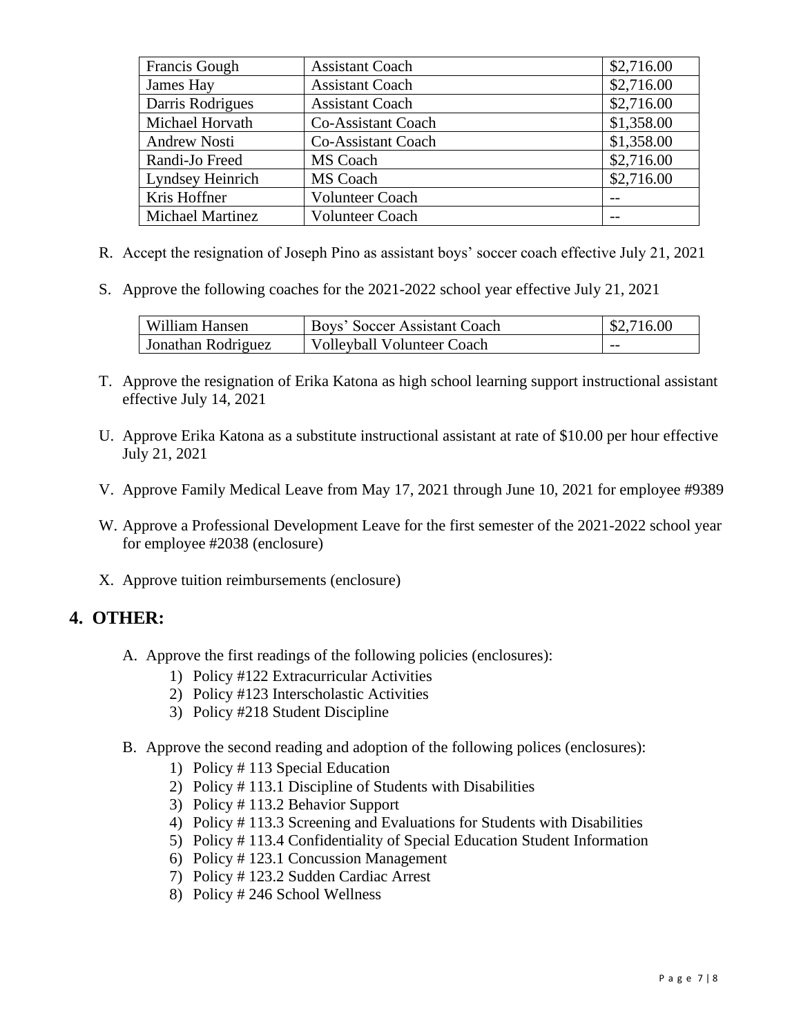| Francis Gough | Assistant Coach | $2,716.00 |
|---|---|---|
| James Hay | Assistant Coach | $2,716.00 |
| Darris Rodrigues | Assistant Coach | $2,716.00 |
| Michael Horvath | Co-Assistant Coach | $1,358.00 |
| Andrew Nosti | Co-Assistant Coach | $1,358.00 |
| Randi-Jo Freed | MS Coach | $2,716.00 |
| Lyndsey Heinrich | MS Coach | $2,716.00 |
| Kris Hoffner | Volunteer Coach | -- |
| Michael Martinez | Volunteer Coach | -- |

R. Accept the resignation of Joseph Pino as assistant boys' soccer coach effective July 21, 2021

S. Approve the following coaches for the 2021-2022 school year effective July 21, 2021

| William Hansen | Boys' Soccer Assistant Coach | $2,716.00 |
|---|---|---|
| Jonathan Rodriguez | Volleyball Volunteer Coach | -- |

T. Approve the resignation of Erika Katona as high school learning support instructional assistant effective July 14, 2021

U. Approve Erika Katona as a substitute instructional assistant at rate of $10.00 per hour effective July 21, 2021

V. Approve Family Medical Leave from May 17, 2021 through June 10, 2021 for employee #9389

W. Approve a Professional Development Leave for the first semester of the 2021-2022 school year for employee #2038 (enclosure)

X. Approve tuition reimbursements (enclosure)

## 4. OTHER:

A. Approve the first readings of the following policies (enclosures):
   1) Policy #122 Extracurricular Activities
   2) Policy #123 Interscholastic Activities
   3) Policy #218 Student Discipline

B. Approve the second reading and adoption of the following polices (enclosures):
   1) Policy # 113 Special Education
   2) Policy # 113.1 Discipline of Students with Disabilities
   3) Policy # 113.2 Behavior Support
   4) Policy # 113.3 Screening and Evaluations for Students with Disabilities
   5) Policy # 113.4 Confidentiality of Special Education Student Information
   6) Policy # 123.1 Concussion Management
   7) Policy # 123.2 Sudden Cardiac Arrest
   8) Policy # 246 School Wellness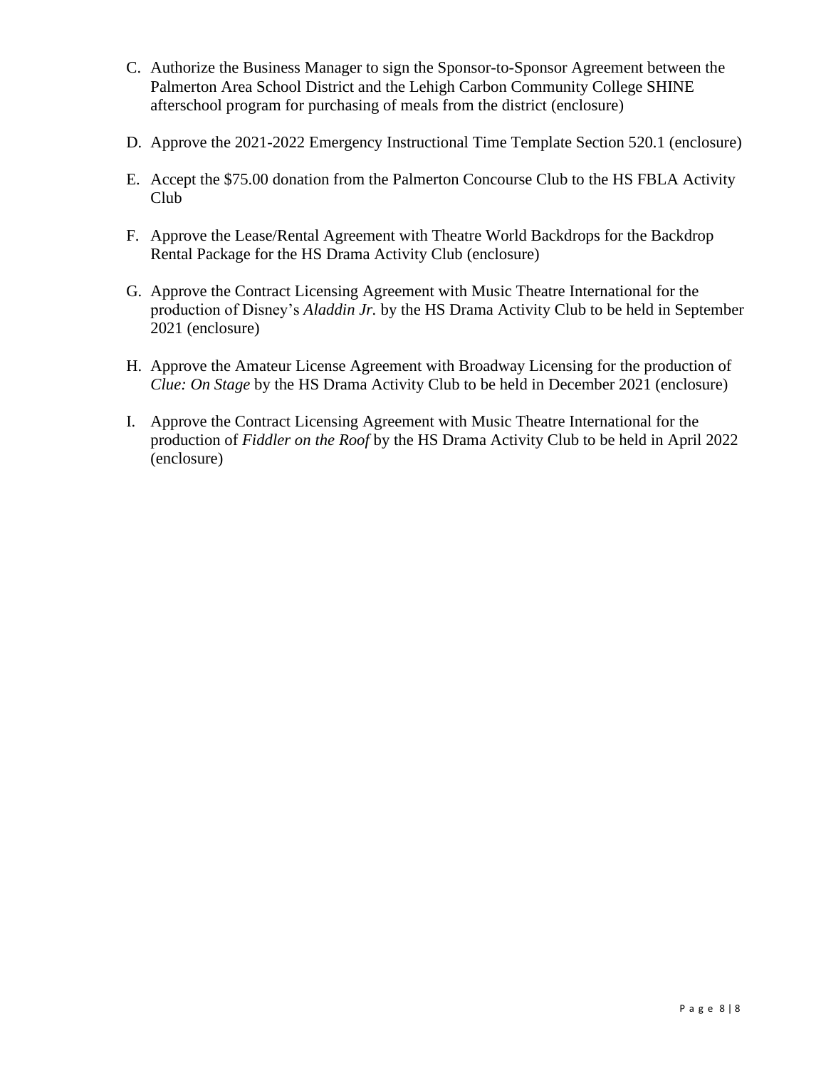C. Authorize the Business Manager to sign the Sponsor-to-Sponsor Agreement between the Palmerton Area School District and the Lehigh Carbon Community College SHINE afterschool program for purchasing of meals from the district (enclosure)

D. Approve the 2021-2022 Emergency Instructional Time Template Section 520.1 (enclosure)

E. Accept the $75.00 donation from the Palmerton Concourse Club to the HS FBLA Activity Club

F. Approve the Lease/Rental Agreement with Theatre World Backdrops for the Backdrop Rental Package for the HS Drama Activity Club (enclosure)

G. Approve the Contract Licensing Agreement with Music Theatre International for the production of Disney's *Aladdin Jr.* by the HS Drama Activity Club to be held in September 2021 (enclosure)

H. Approve the Amateur License Agreement with Broadway Licensing for the production of *Clue: On Stage* by the HS Drama Activity Club to be held in December 2021 (enclosure)

I. Approve the Contract Licensing Agreement with Music Theatre International for the production of *Fiddler on the Roof* by the HS Drama Activity Club to be held in April 2022 (enclosure)